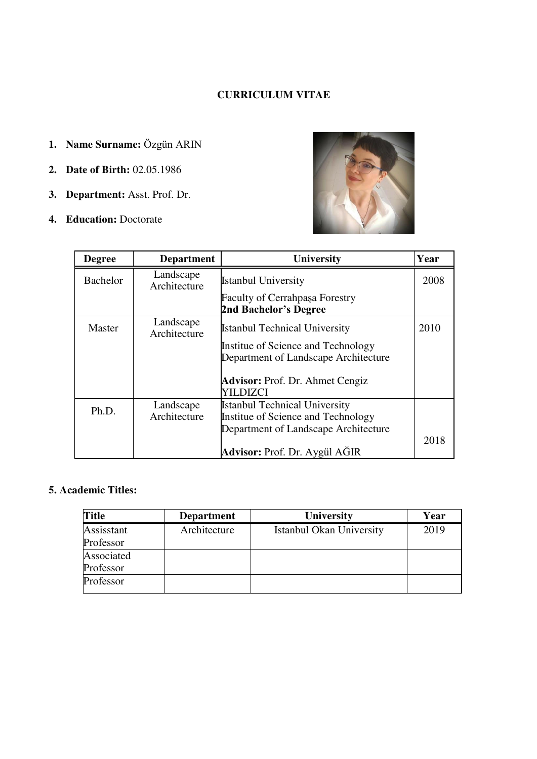**CURRICULUM VITAE**

1. **Name Surname:** Özgün ARIN
2. **Date of Birth:** 02.05.1986
3. **Department:** Asst. Prof. Dr.
4. **Education:** Doctorate

| Degree | Department | University | Year |
|---|---|---|---|
| Bachelor | Landscape Architecture | Istanbul University<br>Faculty of Cerrahpaşa Forestry<br>**2nd Bachelor's Degree** | 2008 |
| Master | Landscape Architecture | Istanbul Technical University<br>Institue of Science and Technology<br>Department of Landscape Architecture<br><br>**Advisor:** Prof. Dr. Ahmet Cengiz YILDIZCI | 2010 |
| Ph.D. | Landscape Architecture | Istanbul Technical University<br>Institue of Science and Technology<br>Department of Landscape Architecture<br><br>**Advisor:** Prof. Dr. Aygül AĞIR | 2018 |

**5. Academic Titles:**

| Title | Department | University | Year |
|---|---|---|---|
| Assisstant Professor | Architecture | Istanbul Okan University | 2019 |
| Associated Professor | | | |
| Professor | | | |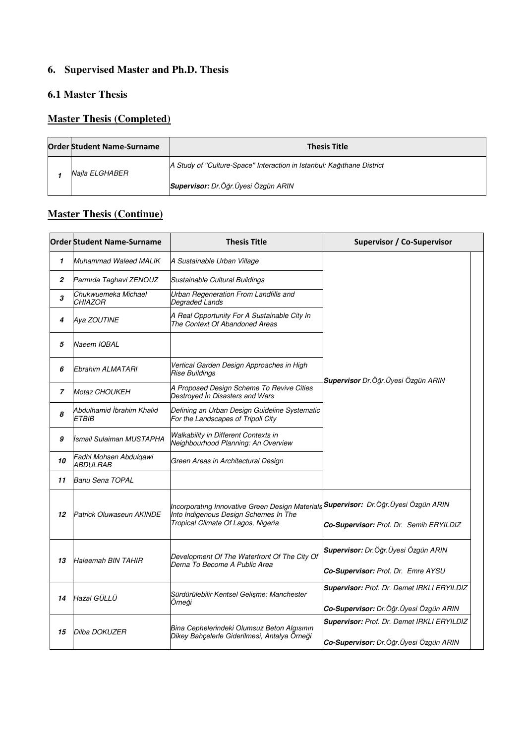## 6. Supervised Master and Ph.D. Thesis

### 6.1 Master Thesis

### Master Thesis (Completed)

| Order | Student Name-Surname | Thesis Title |
|---|---|---|
| *1* | *Najla ELGHABER* | *A Study of "Culture-Space" Interaction in Istanbul: Kağıthane District*<br>***Supervisor:*** *Dr.Öğr.Üyesi Özgün ARIN* |

### Master Thesis (Continue)

| Order | Student Name-Surname | Thesis Title | Supervisor / Co-Supervisor |
|---|---|---|---|
| *1* | *Muhammad Waleed MALIK* | *A Sustainable Urban Village* | ***Supervisor*** *Dr.Öğr.Üyesi Özgün ARIN* |
| *2* | *Parmıda Taghavi ZENOUZ* | *Sustainable Cultural Buildings* | |
| *3* | *Chukwuemeka Michael CHIAZOR* | *Urban Regeneration From Landfills and Degraded Lands* | |
| *4* | *Aya ZOUTINE* | *A Real Opportunity For A Sustainable City In The Context Of Abandoned Areas* | |
| *5* | *Naeem IQBAL* | | |
| *6* | *Ebrahim ALMATARI* | *Vertical Garden Design Approaches in High Rise Buildings* | |
| *7* | *Motaz CHOUKEH* | *A Proposed Design Scheme To Revive Cities Destroyed İn Disasters and Wars* | |
| *8* | *Abdulhamid İbrahim Khalid ETBIB* | *Defining an Urban Design Guideline Systematic For the Landscapes of Tripoli City* | |
| *9* | *İsmail Sulaiman MUSTAPHA* | *Walkability in Different Contexts in Neighbourhood Planning: An Overview* | |
| *10* | *Fadhl Mohsen Abdulqawi ABDULRAB* | *Green Areas in Architectural Design* | |
| *11* | *Banu Sena TOPAL* | | |
| *12* | *Patrick Oluwaseun AKINDE* | *Incorporatıng Innovative Green Design Materials Into Indigenous Design Schemes In The Tropical Climate Of Lagos, Nigeria* | ***Supervisor:*** *Dr.Öğr.Üyesi Özgün ARIN*<br>***Co-Supervisor:*** *Prof. Dr. Semih ERYILDIZ* |
| *13* | *Haleemah BIN TAHIR* | *Development Of The Waterfront Of The City Of Derna To Become A Public Area* | ***Supervisor:*** *Dr.Öğr.Üyesi Özgün ARIN*<br>***Co-Supervisor:*** *Prof. Dr. Emre AYSU* |
| *14* | *Hazal GÜLLÜ* | *Sürdürülebilir Kentsel Gelişme: Manchester Örneği* | ***Supervisor:*** *Prof. Dr. Demet IRKLI ERYILDIZ*<br>***Co-Supervisor:*** *Dr.Öğr.Üyesi Özgün ARIN* |
| *15* | *Dilba DOKUZER* | *Bina Cephelerindeki Olumsuz Beton Algısının Dikey Bahçelerle Giderilmesi, Antalya Örneği* | ***Supervisor:*** *Prof. Dr. Demet IRKLI ERYILDIZ*<br>***Co-Supervisor:*** *Dr.Öğr.Üyesi Özgün ARIN* |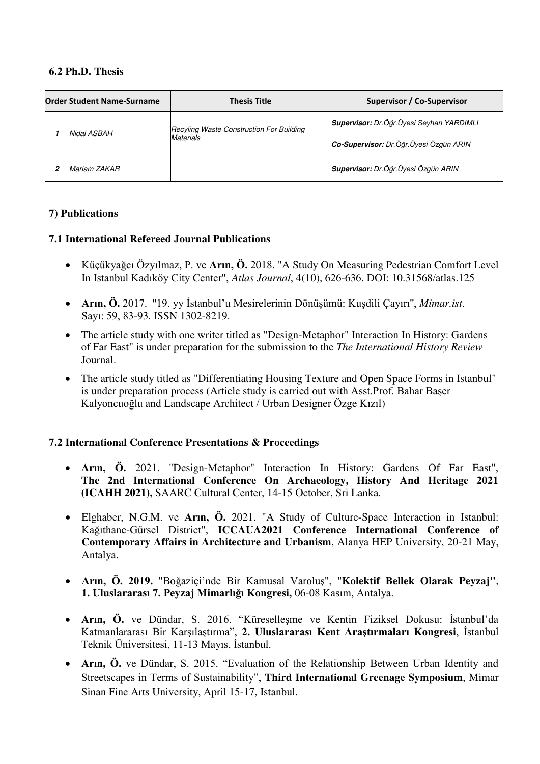### 6.2 Ph.D. Thesis

| Order | Student Name-Surname | Thesis Title | Supervisor / Co-Supervisor |
|---|---|---|---|
| *1* | *Nidal ASBAH* | *Recyling Waste Construction For Building Materials* | ***Supervisor:** Dr.Öğr.Üyesi Seyhan YARDIMLI*<br>***Co-Supervisor:** Dr.Öğr.Üyesi Özgün ARIN* |
| *2* | *Mariam ZAKAR* | | ***Supervisor:** Dr.Öğr.Üyesi Özgün ARIN* |

### 7) Publications

### 7.1 International Refereed Journal Publications

- Küçükyağcı Özyılmaz, P. ve **Arın, Ö.** 2018. "A Study On Measuring Pedestrian Comfort Level In Istanbul Kadıköy City Center", *Atlas Journal*, 4(10), 626-636. DOI: 10.31568/atlas.125
- **Arın, Ö.** 2017. "19. yy İstanbul'u Mesirelerinin Dönüşümü: Kuşdili Çayırı", *Mimar.ist*. Sayı: 59, 83-93. ISSN 1302-8219.
- The article study with one writer titled as "Design-Metaphor" Interaction In History: Gardens of Far East" is under preparation for the submission to the *The International History Review* Journal.
- The article study titled as "Differentiating Housing Texture and Open Space Forms in Istanbul" is under preparation process (Article study is carried out with Asst.Prof. Bahar Başer Kalyoncuoğlu and Landscape Architect / Urban Designer Özge Kızıl)

### 7.2 International Conference Presentations & Proceedings

- **Arın, Ö.** 2021. "Design-Metaphor" Interaction In History: Gardens Of Far East", **The 2nd International Conference On Archaeology, History And Heritage 2021 (ICAHH 2021),** SAARC Cultural Center, 14-15 October, Sri Lanka.
- Elghaber, N.G.M. ve **Arın, Ö.** 2021. "A Study of Culture-Space Interaction in Istanbul: Kağıthane-Gürsel District", **ICCAUA2021 Conference International Conference of Contemporary Affairs in Architecture and Urbanism**, Alanya HEP University, 20-21 May, Antalya.
- **Arın, Ö. 2019.** "Boğaziçi'nde Bir Kamusal Varoluş", **"Kolektif Bellek Olarak Peyzaj"**, **1. Uluslararası 7. Peyzaj Mimarlığı Kongresi,** 06-08 Kasım, Antalya.
- **Arın, Ö.** ve Dündar, S. 2016. "Küreselleşme ve Kentin Fiziksel Dokusu: İstanbul'da Katmanlararası Bir Karşılaştırma", **2. Uluslararası Kent Araştırmaları Kongresi**, İstanbul Teknik Üniversitesi, 11-13 Mayıs, İstanbul.
- **Arın, Ö.** ve Dündar, S. 2015. "Evaluation of the Relationship Between Urban Identity and Streetscapes in Terms of Sustainability", **Third International Greenage Symposium**, Mimar Sinan Fine Arts University, April 15-17, Istanbul.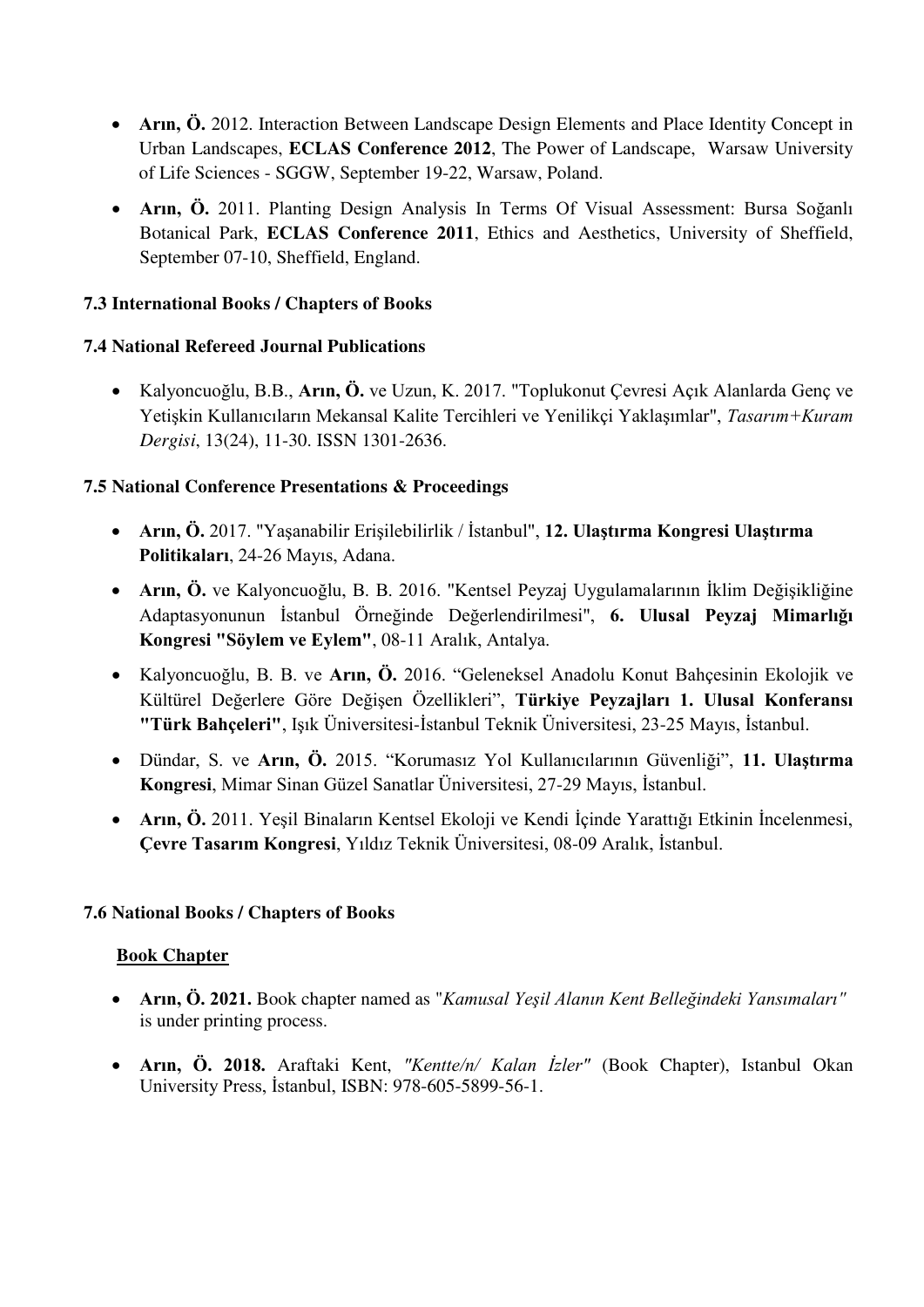- **Arın, Ö.** 2012. Interaction Between Landscape Design Elements and Place Identity Concept in Urban Landscapes, **ECLAS Conference 2012**, The Power of Landscape, Warsaw University of Life Sciences - SGGW, September 19-22, Warsaw, Poland.
- **Arın, Ö.** 2011. Planting Design Analysis In Terms Of Visual Assessment: Bursa Soğanlı Botanical Park, **ECLAS Conference 2011**, Ethics and Aesthetics, University of Sheffield, September 07-10, Sheffield, England.

### 7.3 International Books / Chapters of Books

### 7.4 National Refereed Journal Publications

- Kalyoncuoğlu, B.B., **Arın, Ö.** ve Uzun, K. 2017. "Toplukonut Çevresi Açık Alanlarda Genç ve Yetişkin Kullanıcıların Mekansal Kalite Tercihleri ve Yenilikçi Yaklaşımlar", *Tasarım+Kuram Dergisi*, 13(24), 11-30. ISSN 1301-2636.

### 7.5 National Conference Presentations & Proceedings

- **Arın, Ö.** 2017. "Yaşanabilir Erişilebilirlik / İstanbul", **12. Ulaştırma Kongresi Ulaştırma Politikaları**, 24-26 Mayıs, Adana.
- **Arın, Ö.** ve Kalyoncuoğlu, B. B. 2016. "Kentsel Peyzaj Uygulamalarının İklim Değişikliğine Adaptasyonunun İstanbul Örneğinde Değerlendirilmesi", **6. Ulusal Peyzaj Mimarlığı Kongresi "Söylem ve Eylem"**, 08-11 Aralık, Antalya.
- Kalyoncuoğlu, B. B. ve **Arın, Ö.** 2016. "Geleneksel Anadolu Konut Bahçesinin Ekolojik ve Kültürel Değerlere Göre Değişen Özellikleri", **Türkiye Peyzajları 1. Ulusal Konferansı "Türk Bahçeleri"**, Işık Üniversitesi-İstanbul Teknik Üniversitesi, 23-25 Mayıs, İstanbul.
- Dündar, S. ve **Arın, Ö.** 2015. "Korumasız Yol Kullanıcılarının Güvenliği", **11. Ulaştırma Kongresi**, Mimar Sinan Güzel Sanatlar Üniversitesi, 27-29 Mayıs, İstanbul.
- **Arın, Ö.** 2011. Yeşil Binaların Kentsel Ekoloji ve Kendi İçinde Yarattığı Etkinin İncelenmesi, **Çevre Tasarım Kongresi**, Yıldız Teknik Üniversitesi, 08-09 Aralık, İstanbul.

### 7.6 National Books / Chapters of Books

**Book Chapter**

- **Arın, Ö. 2021.** Book chapter named as "*Kamusal Yeşil Alanın Kent Belleğindeki Yansımaları"* is under printing process.
- **Arın, Ö. 2018.** Araftaki Kent, *"Kentte/n/ Kalan İzler"* (Book Chapter), Istanbul Okan University Press, İstanbul, ISBN: 978-605-5899-56-1.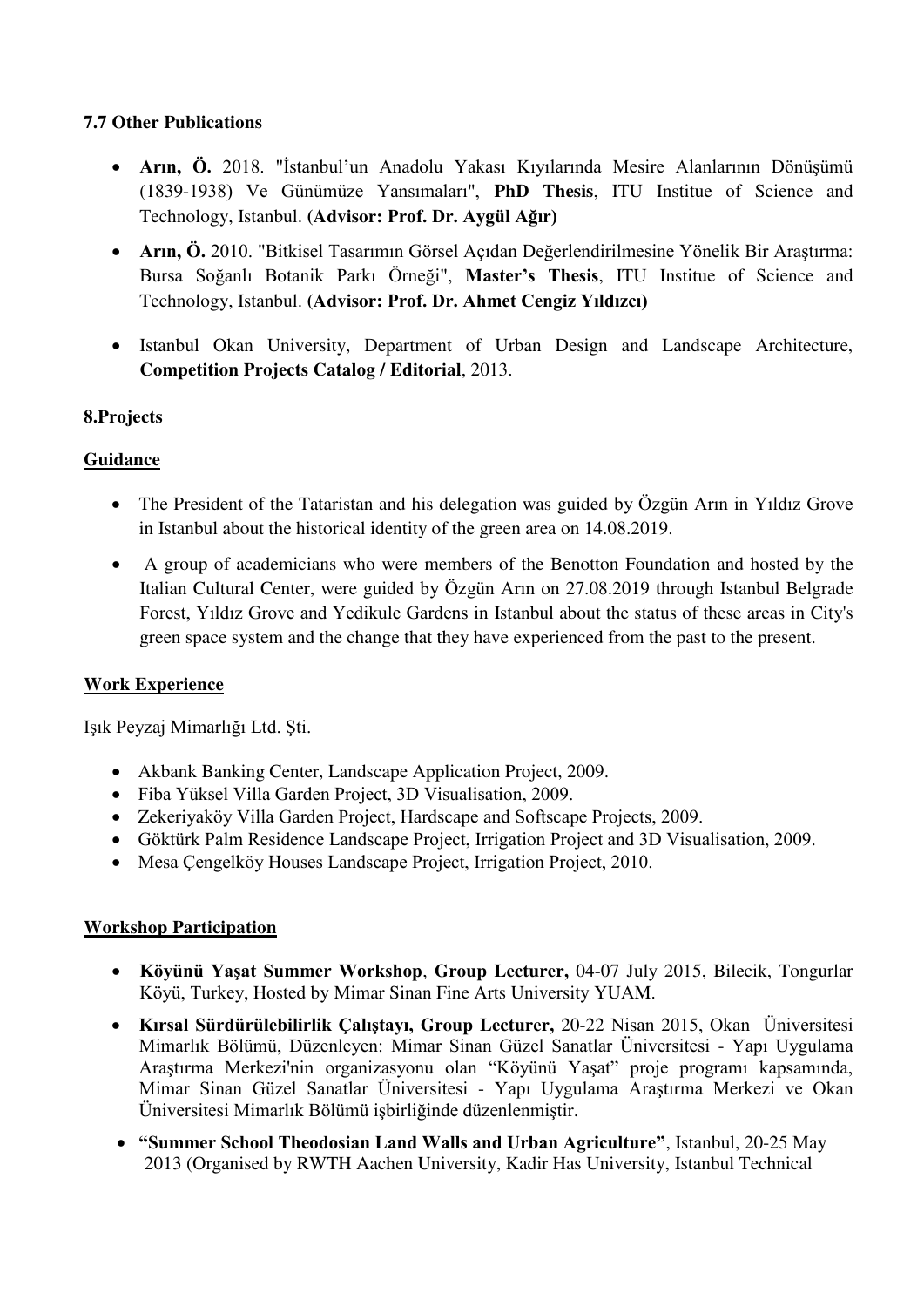### 7.7 Other Publications

- **Arın, Ö.** 2018. "İstanbul'un Anadolu Yakası Kıyılarında Mesire Alanlarının Dönüşümü (1839-1938) Ve Günümüze Yansımaları", **PhD Thesis**, ITU Institue of Science and Technology, Istanbul. **(Advisor: Prof. Dr. Aygül Ağır)**
- **Arın, Ö.** 2010. "Bitkisel Tasarımın Görsel Açıdan Değerlendirilmesine Yönelik Bir Araştırma: Bursa Soğanlı Botanik Parkı Örneği", **Master's Thesis**, ITU Institue of Science and Technology, Istanbul. **(Advisor: Prof. Dr. Ahmet Cengiz Yıldızcı)**
- Istanbul Okan University, Department of Urban Design and Landscape Architecture, **Competition Projects Catalog / Editorial**, 2013.

### 8.Projects

**Guidance**

- The President of the Tataristan and his delegation was guided by Özgün Arın in Yıldız Grove in Istanbul about the historical identity of the green area on 14.08.2019.
- A group of academicians who were members of the Benotton Foundation and hosted by the Italian Cultural Center, were guided by Özgün Arın on 27.08.2019 through Istanbul Belgrade Forest, Yıldız Grove and Yedikule Gardens in Istanbul about the status of these areas in City's green space system and the change that they have experienced from the past to the present.

**Work Experience**

Işık Peyzaj Mimarlığı Ltd. Şti.

- Akbank Banking Center, Landscape Application Project, 2009.
- Fiba Yüksel Villa Garden Project, 3D Visualisation, 2009.
- Zekeriyaköy Villa Garden Project, Hardscape and Softscape Projects, 2009.
- Göktürk Palm Residence Landscape Project, Irrigation Project and 3D Visualisation, 2009.
- Mesa Çengelköy Houses Landscape Project, Irrigation Project, 2010.

**Workshop Participation**

- **Köyünü Yaşat Summer Workshop**, **Group Lecturer,** 04-07 July 2015, Bilecik, Tongurlar Köyü, Turkey, Hosted by Mimar Sinan Fine Arts University YUAM.
- **Kırsal Sürdürülebilirlik Çalıştayı, Group Lecturer,** 20-22 Nisan 2015, Okan Üniversitesi Mimarlık Bölümü, Düzenleyen: Mimar Sinan Güzel Sanatlar Üniversitesi - Yapı Uygulama Araştırma Merkezi'nin organizasyonu olan "Köyünü Yaşat" proje programı kapsamında, Mimar Sinan Güzel Sanatlar Üniversitesi - Yapı Uygulama Araştırma Merkezi ve Okan Üniversitesi Mimarlık Bölümü işbirliğinde düzenlenmiştir.
- **"Summer School Theodosian Land Walls and Urban Agriculture"**, Istanbul, 20-25 May 2013 (Organised by RWTH Aachen University, Kadir Has University, Istanbul Technical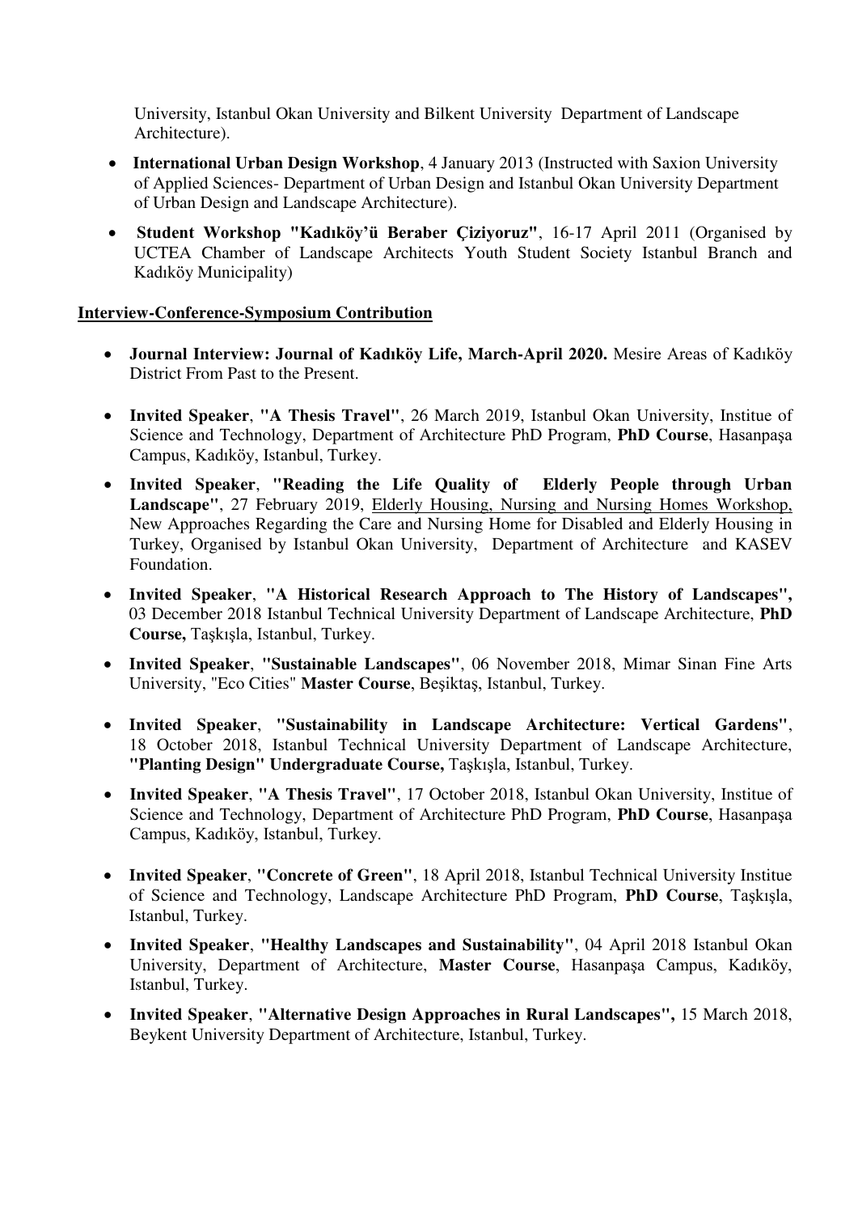University, Istanbul Okan University and Bilkent University Department of Landscape Architecture).

- **International Urban Design Workshop**, 4 January 2013 (Instructed with Saxion University of Applied Sciences- Department of Urban Design and Istanbul Okan University Department of Urban Design and Landscape Architecture).
- **Student Workshop "Kadıköy'ü Beraber Çiziyoruz"**, 16-17 April 2011 (Organised by UCTEA Chamber of Landscape Architects Youth Student Society Istanbul Branch and Kadıköy Municipality)

**Interview-Conference-Symposium Contribution**

- **Journal Interview: Journal of Kadıköy Life, March-April 2020.** Mesire Areas of Kadıköy District From Past to the Present.
- **Invited Speaker**, **"A Thesis Travel"**, 26 March 2019, Istanbul Okan University, Institue of Science and Technology, Department of Architecture PhD Program, **PhD Course**, Hasanpaşa Campus, Kadıköy, Istanbul, Turkey.
- **Invited Speaker**, **"Reading the Life Quality of Elderly People through Urban Landscape"**, 27 February 2019, Elderly Housing, Nursing and Nursing Homes Workshop, New Approaches Regarding the Care and Nursing Home for Disabled and Elderly Housing in Turkey, Organised by Istanbul Okan University, Department of Architecture and KASEV Foundation.
- **Invited Speaker**, **"A Historical Research Approach to The History of Landscapes",** 03 December 2018 Istanbul Technical University Department of Landscape Architecture, **PhD Course,** Taşkışla, Istanbul, Turkey.
- **Invited Speaker**, **"Sustainable Landscapes"**, 06 November 2018, Mimar Sinan Fine Arts University, "Eco Cities" **Master Course**, Beşiktaş, Istanbul, Turkey.
- **Invited Speaker**, **"Sustainability in Landscape Architecture: Vertical Gardens"**, 18 October 2018, Istanbul Technical University Department of Landscape Architecture, **"Planting Design" Undergraduate Course,** Taşkışla, Istanbul, Turkey.
- **Invited Speaker**, **"A Thesis Travel"**, 17 October 2018, Istanbul Okan University, Institue of Science and Technology, Department of Architecture PhD Program, **PhD Course**, Hasanpaşa Campus, Kadıköy, Istanbul, Turkey.
- **Invited Speaker**, **"Concrete of Green"**, 18 April 2018, Istanbul Technical University Institue of Science and Technology, Landscape Architecture PhD Program, **PhD Course**, Taşkışla, Istanbul, Turkey.
- **Invited Speaker**, **"Healthy Landscapes and Sustainability"**, 04 April 2018 Istanbul Okan University, Department of Architecture, **Master Course**, Hasanpaşa Campus, Kadıköy, Istanbul, Turkey.
- **Invited Speaker**, **"Alternative Design Approaches in Rural Landscapes",** 15 March 2018, Beykent University Department of Architecture, Istanbul, Turkey.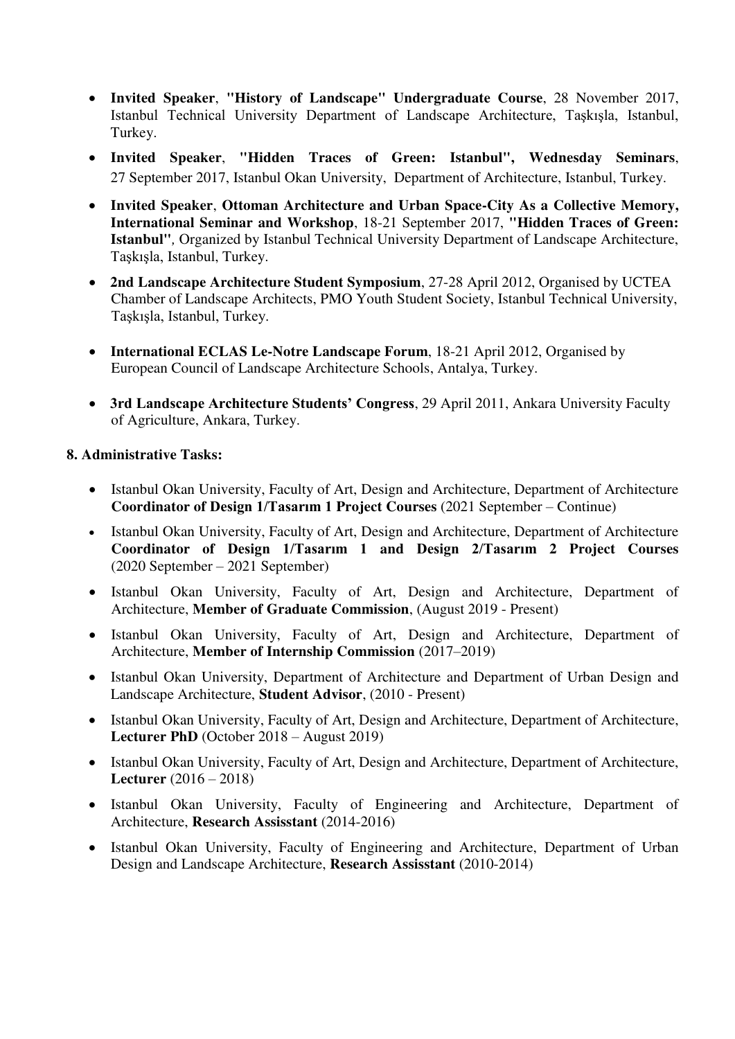- **Invited Speaker**, **"History of Landscape" Undergraduate Course**, 28 November 2017, Istanbul Technical University Department of Landscape Architecture, Taşkışla, Istanbul, Turkey.
- **Invited Speaker**, **"Hidden Traces of Green: Istanbul", Wednesday Seminars**, 27 September 2017, Istanbul Okan University, Department of Architecture, Istanbul, Turkey.
- **Invited Speaker**, **Ottoman Architecture and Urban Space-City As a Collective Memory, International Seminar and Workshop**, 18-21 September 2017, **"Hidden Traces of Green: Istanbul"**, Organized by Istanbul Technical University Department of Landscape Architecture, Taşkışla, Istanbul, Turkey.
- **2nd Landscape Architecture Student Symposium**, 27-28 April 2012, Organised by UCTEA Chamber of Landscape Architects, PMO Youth Student Society, Istanbul Technical University, Taşkışla, Istanbul, Turkey.
- **International ECLAS Le-Notre Landscape Forum**, 18-21 April 2012, Organised by European Council of Landscape Architecture Schools, Antalya, Turkey.
- **3rd Landscape Architecture Students' Congress**, 29 April 2011, Ankara University Faculty of Agriculture, Ankara, Turkey.

**8. Administrative Tasks:**

- Istanbul Okan University, Faculty of Art, Design and Architecture, Department of Architecture **Coordinator of Design 1/Tasarım 1 Project Courses** (2021 September – Continue)
- Istanbul Okan University, Faculty of Art, Design and Architecture, Department of Architecture **Coordinator of Design 1/Tasarım 1 and Design 2/Tasarım 2 Project Courses** (2020 September – 2021 September)
- Istanbul Okan University, Faculty of Art, Design and Architecture, Department of Architecture, **Member of Graduate Commission**, (August 2019 - Present)
- Istanbul Okan University, Faculty of Art, Design and Architecture, Department of Architecture, **Member of Internship Commission** (2017–2019)
- Istanbul Okan University, Department of Architecture and Department of Urban Design and Landscape Architecture, **Student Advisor**, (2010 - Present)
- Istanbul Okan University, Faculty of Art, Design and Architecture, Department of Architecture, **Lecturer PhD** (October 2018 – August 2019)
- Istanbul Okan University, Faculty of Art, Design and Architecture, Department of Architecture, **Lecturer** (2016 – 2018)
- Istanbul Okan University, Faculty of Engineering and Architecture, Department of Architecture, **Research Assisstant** (2014-2016)
- Istanbul Okan University, Faculty of Engineering and Architecture, Department of Urban Design and Landscape Architecture, **Research Assisstant** (2010-2014)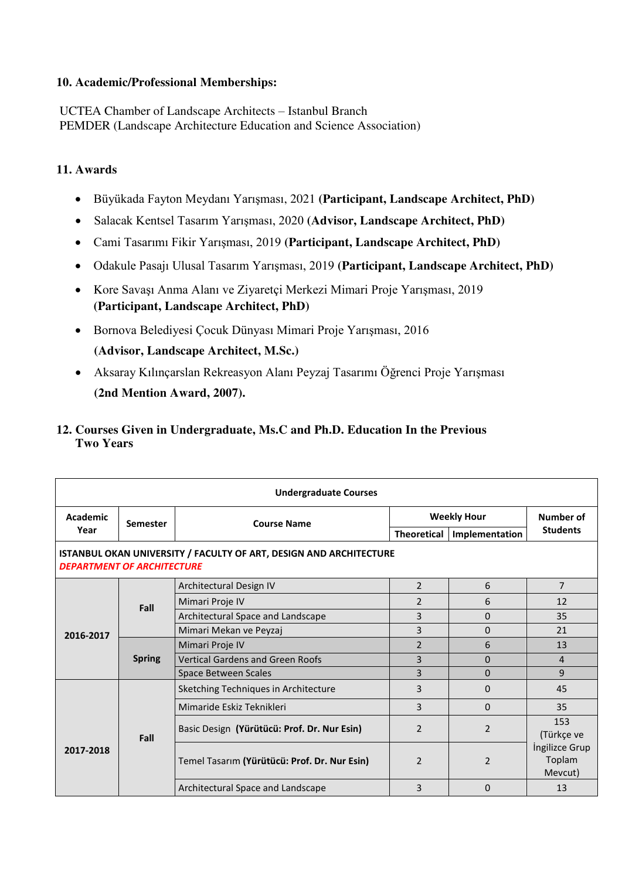**10. Academic/Professional Memberships:**

UCTEA Chamber of Landscape Architects – Istanbul Branch
PEMDER (Landscape Architecture Education and Science Association)

**11. Awards**

- Büyükada Fayton Meydanı Yarışması, 2021 **(Participant, Landscape Architect, PhD)**
- Salacak Kentsel Tasarım Yarışması, 2020 **(Advisor, Landscape Architect, PhD)**
- Cami Tasarımı Fikir Yarışması, 2019 **(Participant, Landscape Architect, PhD)**
- Odakule Pasajı Ulusal Tasarım Yarışması, 2019 **(Participant, Landscape Architect, PhD)**
- Kore Savaşı Anma Alanı ve Ziyaretçi Merkezi Mimari Proje Yarışması, 2019 **(Participant, Landscape Architect, PhD)**
- Bornova Belediyesi Çocuk Dünyası Mimari Proje Yarışması, 2016 **(Advisor, Landscape Architect, M.Sc.)**
- Aksaray Kılınçarslan Rekreasyon Alanı Peyzaj Tasarımı Öğrenci Proje Yarışması **(2nd Mention Award, 2007).**

**12. Courses Given in Undergraduate, Ms.C and Ph.D. Education In the Previous Two Years**

| **Undergraduate Courses** | | | | | |
|---|---|---|---|---|---|
| **Academic Year** | **Semester** | **Course Name** | **Weekly Hour** | | **Number of Students** |
| | | | **Theoretical** | **Implementation** | |
| **ISTANBUL OKAN UNIVERSITY / FACULTY OF ART, DESIGN AND ARCHITECTURE** ***DEPARTMENT OF ARCHITECTURE*** | | | | | |
| **2016-2017** | **Fall** | Architectural Design IV | 2 | 6 | 7 |
| | | Mimari Proje IV | 2 | 6 | 12 |
| | | Architectural Space and Landscape | 3 | 0 | 35 |
| | | Mimari Mekan ve Peyzaj | 3 | 0 | 21 |
| | **Spring** | Mimari Proje IV | 2 | 6 | 13 |
| | | Vertical Gardens and Green Roofs | 3 | 0 | 4 |
| | | Space Between Scales | 3 | 0 | 9 |
| **2017-2018** | **Fall** | Sketching Techniques in Architecture | 3 | 0 | 45 |
| | | Mimaride Eskiz Teknikleri | 3 | 0 | 35 |
| | | Basic Design **(Yürütücü: Prof. Dr. Nur Esin)** | 2 | 2 | 153 (Türkçe ve İngilizce Grup Toplam Mevcut) |
| | | Temel Tasarım **(Yürütücü: Prof. Dr. Nur Esin)** | 2 | 2 | |
| | | Architectural Space and Landscape | 3 | 0 | 13 |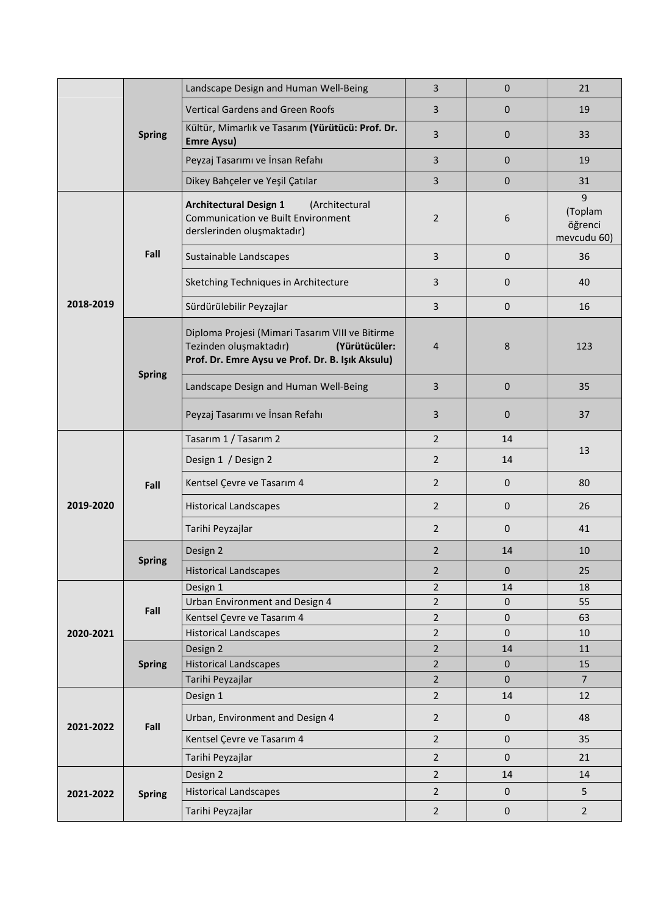| | | | | | |
|---|---|---|---|---|---|
| | Spring | Landscape Design and Human Well-Being | 3 | 0 | 21 |
| | | Vertical Gardens and Green Roofs | 3 | 0 | 19 |
| | | Kültür, Mimarlık ve Tasarım **(Yürütücü: Prof. Dr. Emre Aysu)** | 3 | 0 | 33 |
| | | Peyzaj Tasarımı ve İnsan Refahı | 3 | 0 | 19 |
| | | Dikey Bahçeler ve Yeşil Çatılar | 3 | 0 | 31 |
| 2018-2019 | Fall | **Architectural Design 1** (Architectural Communication ve Built Environment derslerinden oluşmaktadır) | 2 | 6 | 9 (Toplam öğrenci mevcudu 60) |
| | | Sustainable Landscapes | 3 | 0 | 36 |
| | | Sketching Techniques in Architecture | 3 | 0 | 40 |
| | | Sürdürülebilir Peyzajlar | 3 | 0 | 16 |
| | Spring | Diploma Projesi (Mimari Tasarım VIII ve Bitirme Tezinden oluşmaktadır) **(Yürütücüler: Prof. Dr. Emre Aysu ve Prof. Dr. B. Işık Aksulu)** | 4 | 8 | 123 |
| | | Landscape Design and Human Well-Being | 3 | 0 | 35 |
| | | Peyzaj Tasarımı ve İnsan Refahı | 3 | 0 | 37 |
| 2019-2020 | Fall | Tasarım 1 / Tasarım 2 | 2 | 14 | 13 |
| | | Design 1 / Design 2 | 2 | 14 | |
| | | Kentsel Çevre ve Tasarım 4 | 2 | 0 | 80 |
| | | Historical Landscapes | 2 | 0 | 26 |
| | | Tarihi Peyzajlar | 2 | 0 | 41 |
| | Spring | Design 2 | 2 | 14 | 10 |
| | | Historical Landscapes | 2 | 0 | 25 |
| 2020-2021 | Fall | Design 1 | 2 | 14 | 18 |
| | | Urban Environment and Design 4 | 2 | 0 | 55 |
| | | Kentsel Çevre ve Tasarım 4 | 2 | 0 | 63 |
| | | Historical Landscapes | 2 | 0 | 10 |
| | Spring | Design 2 | 2 | 14 | 11 |
| | | Historical Landscapes | 2 | 0 | 15 |
| | | Tarihi Peyzajlar | 2 | 0 | 7 |
| 2021-2022 | Fall | Design 1 | 2 | 14 | 12 |
| | | Urban, Environment and Design 4 | 2 | 0 | 48 |
| | | Kentsel Çevre ve Tasarım 4 | 2 | 0 | 35 |
| | | Tarihi Peyzajlar | 2 | 0 | 21 |
| 2021-2022 | Spring | Design 2 | 2 | 14 | 14 |
| | | Historical Landscapes | 2 | 0 | 5 |
| | | Tarihi Peyzajlar | 2 | 0 | 2 |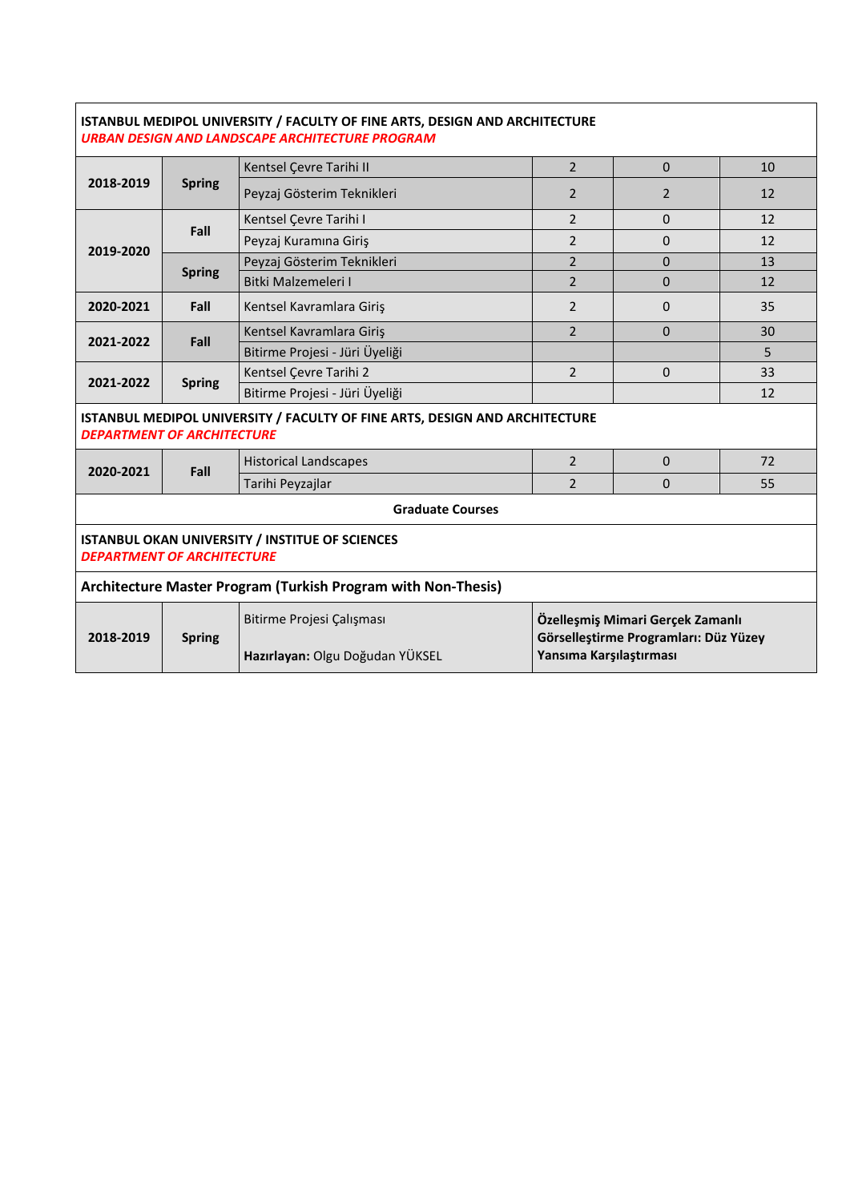| | | | | | |
|---|---|---|---|---|---|
| **ISTANBUL MEDIPOL UNIVERSITY / FACULTY OF FINE ARTS, DESIGN AND ARCHITECTURE** ***URBAN DESIGN AND LANDSCAPE ARCHITECTURE PROGRAM*** | | | | | |
| **2018-2019** | **Spring** | Kentsel Çevre Tarihi II | 2 | 0 | 10 |
| | | Peyzaj Gösterim Teknikleri | 2 | 2 | 12 |
| **2019-2020** | **Fall** | Kentsel Çevre Tarihi I | 2 | 0 | 12 |
| | | Peyzaj Kuramına Giriş | 2 | 0 | 12 |
| | **Spring** | Peyzaj Gösterim Teknikleri | 2 | 0 | 13 |
| | | Bitki Malzemeleri I | 2 | 0 | 12 |
| **2020-2021** | **Fall** | Kentsel Kavramlara Giriş | 2 | 0 | 35 |
| **2021-2022** | **Fall** | Kentsel Kavramlara Giriş | 2 | 0 | 30 |
| | | Bitirme Projesi - Jüri Üyeliği | | | 5 |
| **2021-2022** | **Spring** | Kentsel Çevre Tarihi 2 | 2 | 0 | 33 |
| | | Bitirme Projesi - Jüri Üyeliği | | | 12 |
| **ISTANBUL MEDIPOL UNIVERSITY / FACULTY OF FINE ARTS, DESIGN AND ARCHITECTURE** ***DEPARTMENT OF ARCHITECTURE*** | | | | | |
| **2020-2021** | **Fall** | Historical Landscapes | 2 | 0 | 72 |
| | | Tarihi Peyzajlar | 2 | 0 | 55 |
| **Graduate Courses** | | | | | |
| **ISTANBUL OKAN UNIVERSITY / INSTITUE OF SCIENCES** ***DEPARTMENT OF ARCHITECTURE*** | | | | | |
| **Architecture Master Program (Turkish Program with Non-Thesis)** | | | | | |
| **2018-2019** | **Spring** | Bitirme Projesi Çalışması **Hazırlayan:** Olgu Doğudan YÜKSEL | **Özelleşmiş Mimari Gerçek Zamanlı Görselleştirme Programları: Düz Yüzey Yansıma Karşılaştırması** | | |